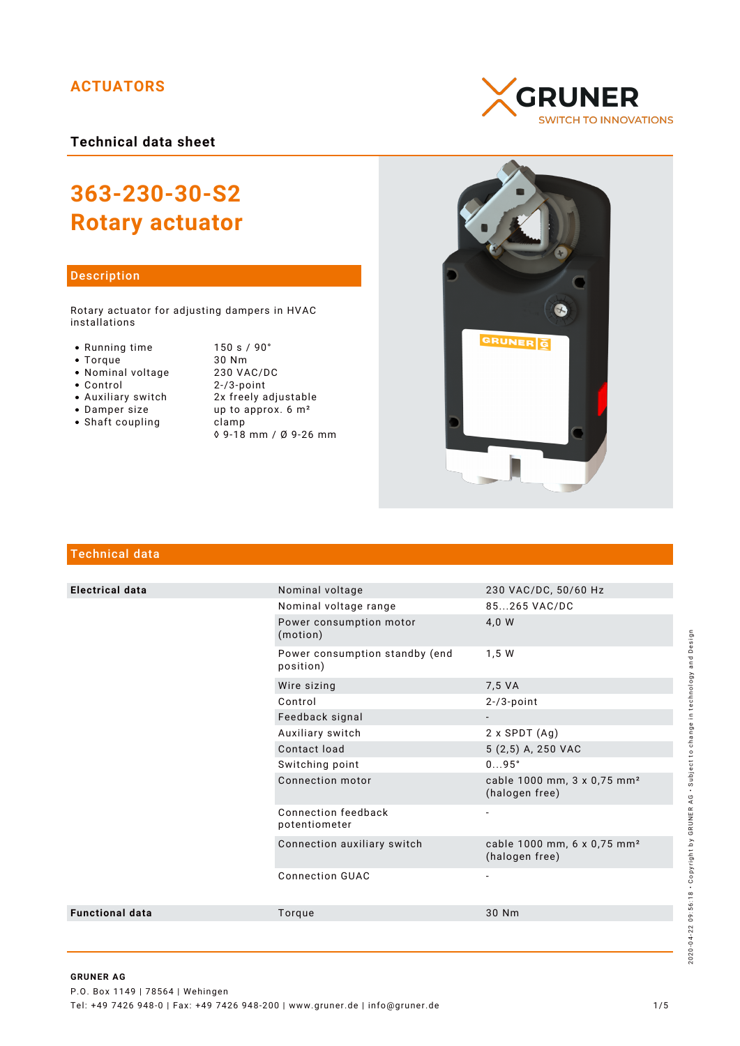ACTUATORS

GRUNER
SWITCH TO INNOVATIONS

**Technical data sheet**

# 363-230-30-S2
# Rotary actuator

## Description

Rotary actuator for adjusting dampers in HVAC installations

- Running time — 150 s / 90°
- Torque — 30 Nm
- Nominal voltage — 230 VAC/DC
- Control — 2-/3-point
- Auxiliary switch — 2x freely adjustable
- Damper size — up to approx. 6 m²
- Shaft coupling — clamp ◊ 9-18 mm / Ø 9-26 mm

## Technical data

| | | |
|---|---|---|
| **Electrical data** | Nominal voltage | 230 VAC/DC, 50/60 Hz |
| | Nominal voltage range | 85...265 VAC/DC |
| | Power consumption motor (motion) | 4,0 W |
| | Power consumption standby (end position) | 1,5 W |
| | Wire sizing | 7,5 VA |
| | Control | 2-/3-point |
| | Feedback signal | - |
| | Auxiliary switch | 2 x SPDT (Ag) |
| | Contact load | 5 (2,5) A, 250 VAC |
| | Switching point | 0...95° |
| | Connection motor | cable 1000 mm, 3 x 0,75 mm² (halogen free) |
| | Connection feedback potentiometer | - |
| | Connection auxiliary switch | cable 1000 mm, 6 x 0,75 mm² (halogen free) |
| | Connection GUAC | - |
| **Functional data** | Torque | 30 Nm |

**GRUNER AG**
P.O. Box 1149 | 78564 | Wehingen
Tel: +49 7426 948-0 | Fax: +49 7426 948-200 | www.gruner.de | info@gruner.de

2020-04-22 09:56:18 · Copyright by GRUNER AG · Subject to change in technology and Design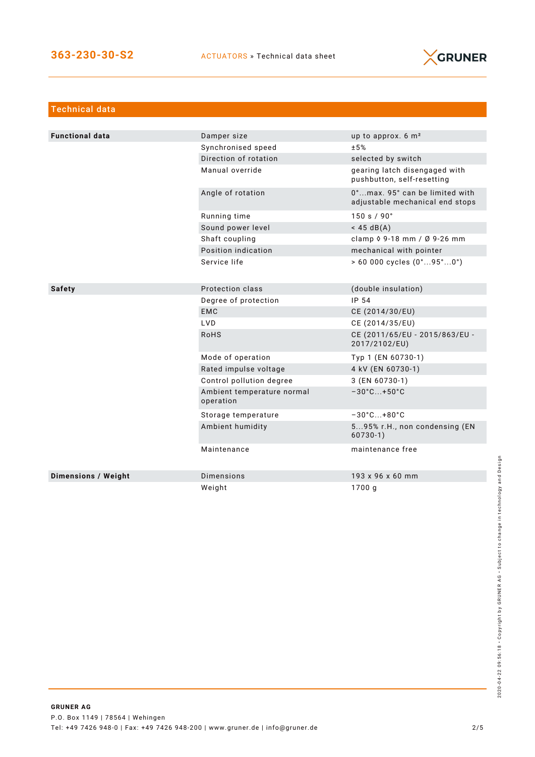## Technical data

| | | |
|---|---|---|
| **Functional data** | Damper size | up to approx. 6 m² |
| | Synchronised speed | ±5% |
| | Direction of rotation | selected by switch |
| | Manual override | gearing latch disengaged with pushbutton, self-resetting |
| | Angle of rotation | 0°...max. 95° can be limited with adjustable mechanical end stops |
| | Running time | 150 s / 90° |
| | Sound power level | < 45 dB(A) |
| | Shaft coupling | clamp ◊ 9-18 mm / Ø 9-26 mm |
| | Position indication | mechanical with pointer |
| | Service life | > 60 000 cycles (0°...95°...0°) |
| **Safety** | Protection class | (double insulation) |
| | Degree of protection | IP 54 |
| | EMC | CE (2014/30/EU) |
| | LVD | CE (2014/35/EU) |
| | RoHS | CE (2011/65/EU - 2015/863/EU - 2017/2102/EU) |
| | Mode of operation | Typ 1 (EN 60730-1) |
| | Rated impulse voltage | 4 kV (EN 60730-1) |
| | Control pollution degree | 3 (EN 60730-1) |
| | Ambient temperature normal operation | −30°C...+50°C |
| | Storage temperature | −30°C...+80°C |
| | Ambient humidity | 5...95% r.H., non condensing (EN 60730-1) |
| | Maintenance | maintenance free |
| **Dimensions / Weight** | Dimensions | 193 x 96 x 60 mm |
| | Weight | 1700 g |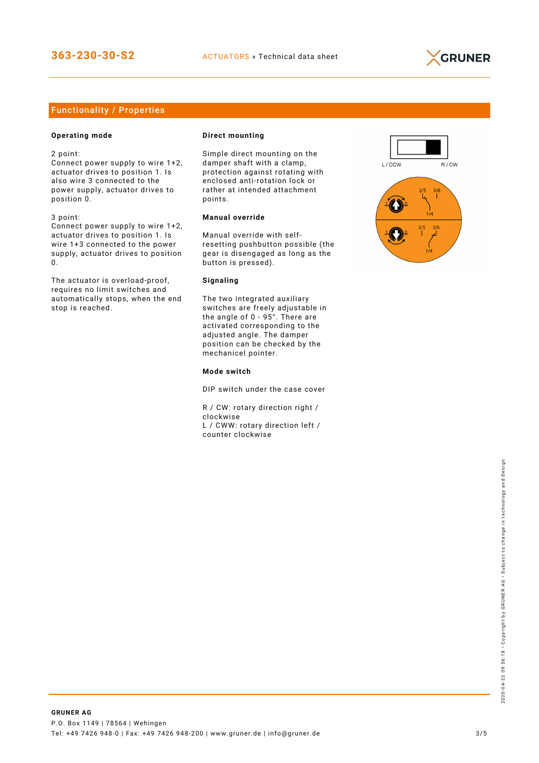## Functionality / Properties

**Operating mode**

2 point:
Connect power supply to wire 1+2, actuator drives to position 1. Is also wire 3 connected to the power supply, actuator drives to position 0.

3 point:
Connect power supply to wire 1+2, actuator drives to position 1. Is wire 1+3 connected to the power supply, actuator drives to position 0.

The actuator is overload-proof, requires no limit switches and automatically stops, when the end stop is reached.

**Direct mounting**

Simple direct mounting on the damper shaft with a clamp, protection against rotating with enclosed anti-rotation lock or rather at intended attachment points.

**Manual override**

Manual override with self-resetting pushbutton possible (the gear is disengaged as long as the button is pressed).

**Signaling**

The two integrated auxiliary switches are freely adjustable in the angle of 0 - 95°. There are activated corresponding to the adjusted angle. The damper position can be checked by the mechanicel pointer.

**Mode switch**

DIP switch under the case cover

R / CW: rotary direction right / clockwise
L / CWW: rotary direction left / counter clockwise

L / CCW R / CW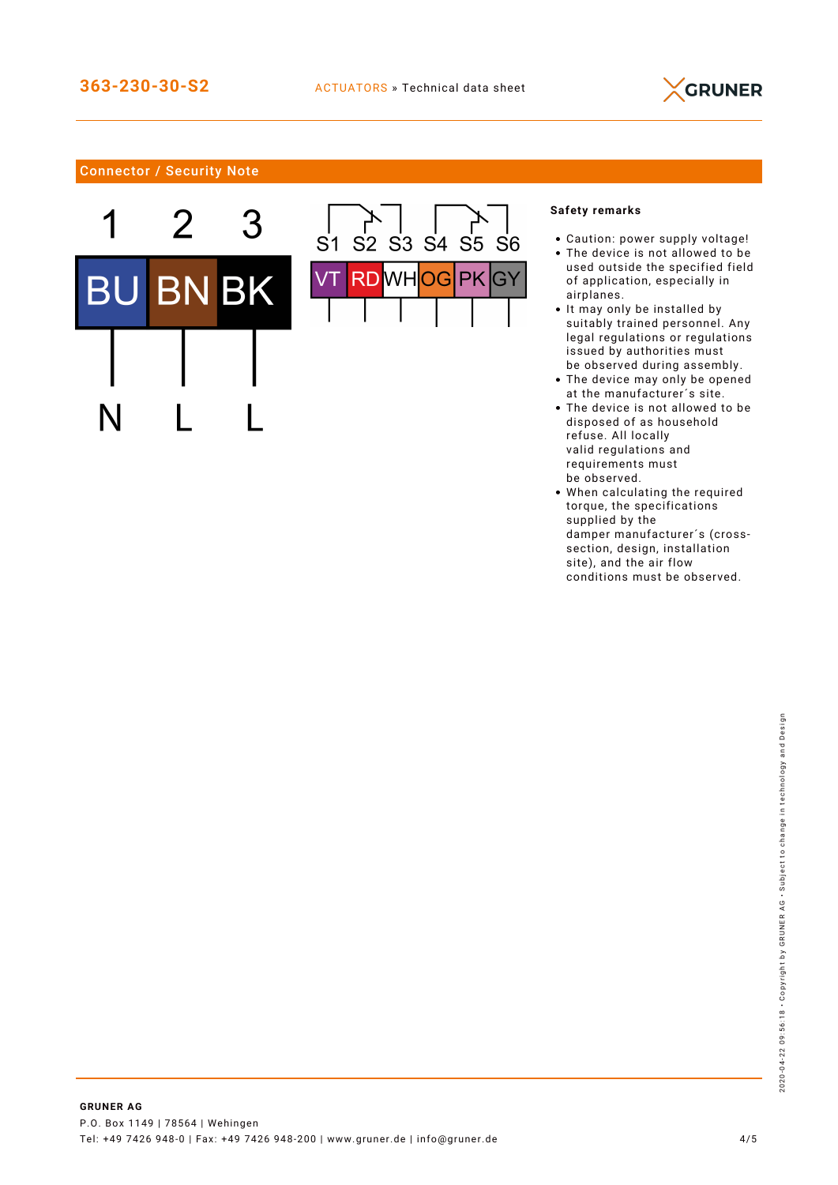## Connector / Security Note

| 1 | 2 | 3 |
|---|---|---|
| BU | BN | BK |
| N | L | L |

| S1 | S2 | S3 | S4 | S5 | S6 |
|---|---|---|---|---|---|
| VT | RD | WH | OG | PK | GY |

**Safety remarks**

- Caution: power supply voltage!
- The device is not allowed to be used outside the specified field of application, especially in airplanes.
- It may only be installed by suitably trained personnel. Any legal regulations or regulations issued by authorities must be observed during assembly.
- The device may only be opened at the manufacturer´s site.
- The device is not allowed to be disposed of as household refuse. All locally valid regulations and requirements must be observed.
- When calculating the required torque, the specifications supplied by the damper manufacturer´s (cross-section, design, installation site), and the air flow conditions must be observed.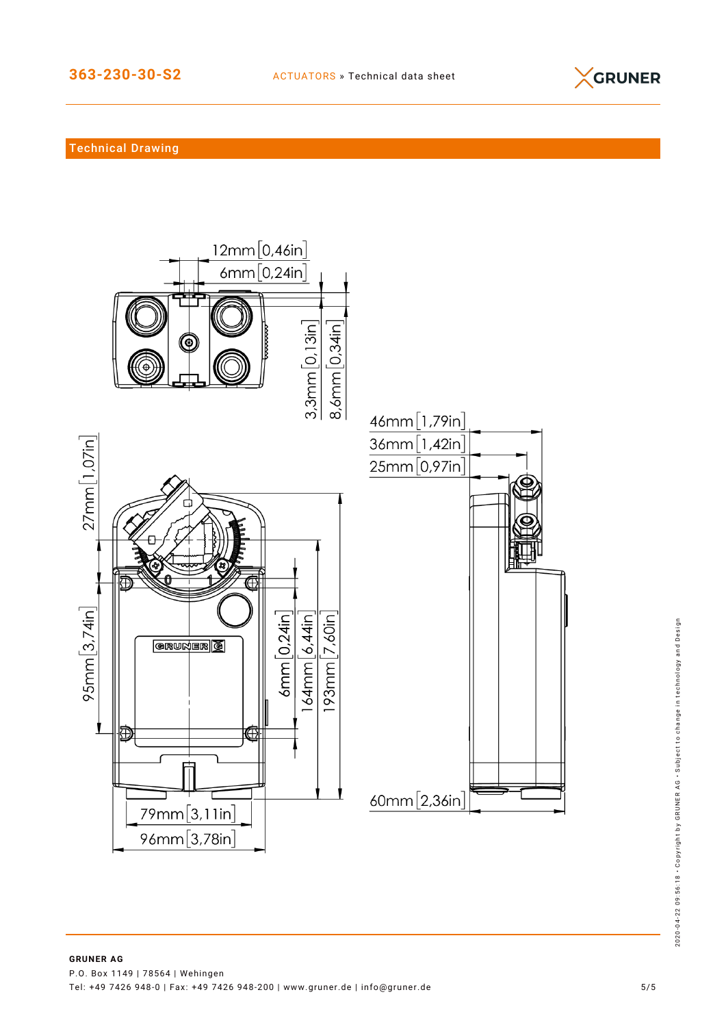## Technical Drawing

12mm [0,46in]
6mm [0,24in]
3,3mm [0,13in]
8,6mm [0,34in]
46mm [1,79in]
36mm [1,42in]
25mm [0,97in]
27mm [1,07in]
95mm [3,74in]
6mm [0,24in]
164mm [6,44in]
193mm [7,60in]
60mm [2,36in]
79mm [3,11in]
96mm [3,78in]

**GRUNER AG**
P.O. Box 1149 | 78564 | Wehingen
Tel: +49 7426 948-0 | Fax: +49 7426 948-200 | www.gruner.de | info@gruner.de